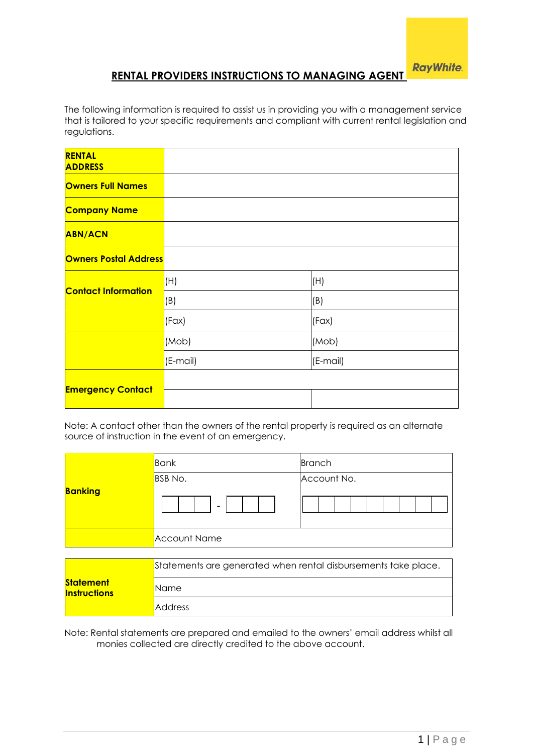RayWhite.

# RENTAL PROVIDERS INSTRUCTIONS TO MANAGING AGENT

The following information is required to assist us in providing you with a management service that is tailored to your specific requirements and compliant with current rental legislation and regulations.

| | | |
|---|---|---|
| **RENTAL ADDRESS** | | |
| **Owners Full Names** | | |
| **Company Name** | | |
| **ABN/ACN** | | |
| **Owners Postal Address** | | |
| **Contact Information** | (H) | (H) |
| | (B) | (B) |
| | (Fax) | (Fax) |
| | (Mob) | (Mob) |
| | (E-mail) | (E-mail) |
| **Emergency Contact** | | |
| | | |

Note: A contact other than the owners of the rental property is required as an alternate source of instruction in the event of an emergency.

| | | |
|---|---|---|
| **Banking** | Bank | Branch |
| | BSB No. ☐☐☐ - ☐☐☐ | Account No. ☐☐☐☐☐☐☐☐☐ |
| | Account Name | |

| | |
|---|---|
| **Statement Instructions** | Statements are generated when rental disbursements take place. |
| | Name |
| | Address |

Note: Rental statements are prepared and emailed to the owners' email address whilst all monies collected are directly credited to the above account.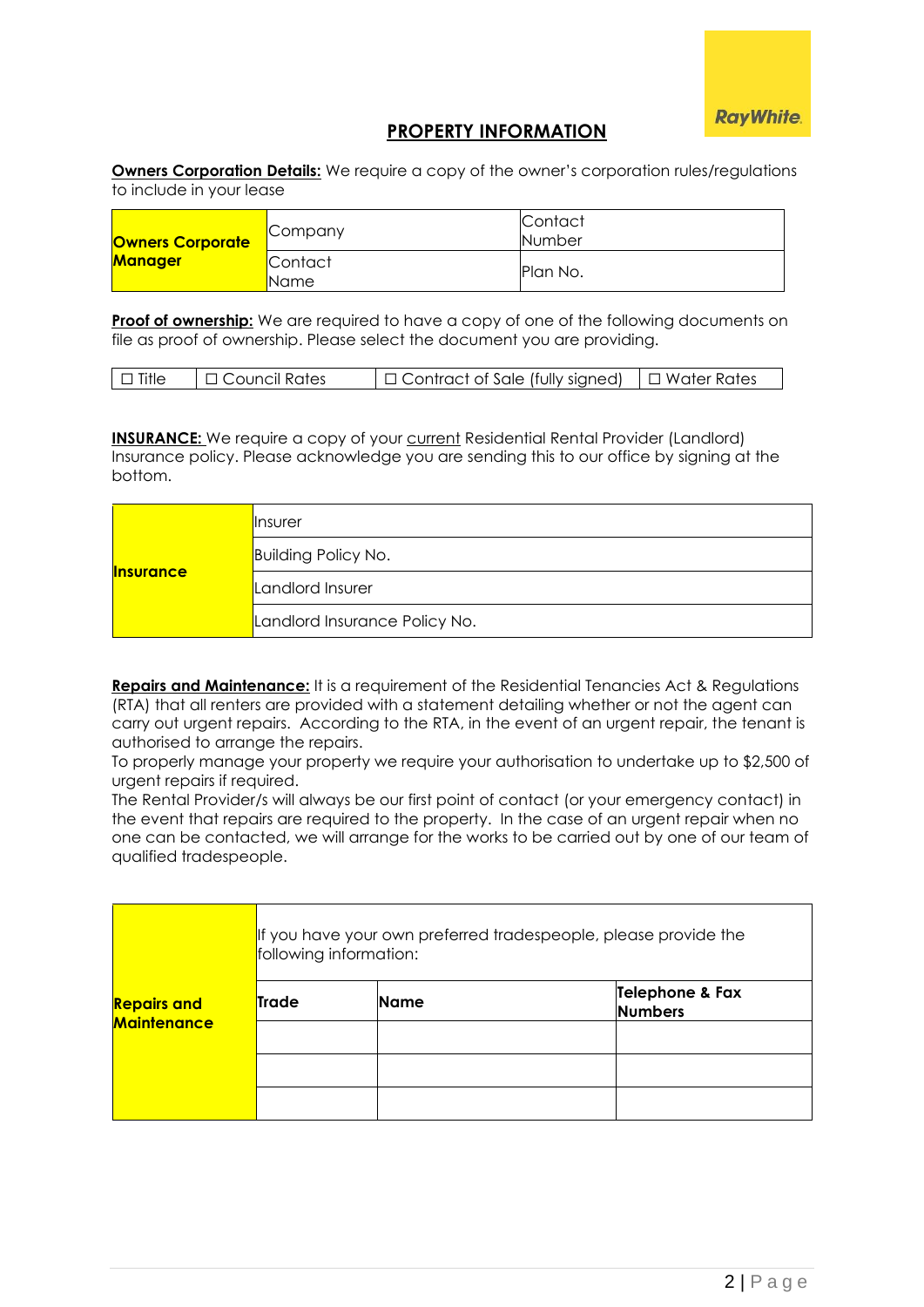## PROPERTY INFORMATION

**Owners Corporation Details:** We require a copy of the owner's corporation rules/regulations to include in your lease

| **Owners Corporate Manager** | Company | Contact Number |
|---|---|---|
| | Contact Name | Plan No. |

**Proof of ownership:** We are required to have a copy of one of the following documents on file as proof of ownership. Please select the document you are providing.

| ☐ Title | ☐ Council Rates | ☐ Contract of Sale (fully signed) | ☐ Water Rates |
|---|---|---|---|

**INSURANCE:** We require a copy of your current Residential Rental Provider (Landlord) Insurance policy. Please acknowledge you are sending this to our office by signing at the bottom.

| **Insurance** | Insurer |
|---|---|
| | Building Policy No. |
| | Landlord Insurer |
| | Landlord Insurance Policy No. |

**Repairs and Maintenance:** It is a requirement of the Residential Tenancies Act & Regulations (RTA) that all renters are provided with a statement detailing whether or not the agent can carry out urgent repairs. According to the RTA, in the event of an urgent repair, the tenant is authorised to arrange the repairs.

To properly manage your property we require your authorisation to undertake up to $2,500 of urgent repairs if required.

The Rental Provider/s will always be our first point of contact (or your emergency contact) in the event that repairs are required to the property. In the case of an urgent repair when no one can be contacted, we will arrange for the works to be carried out by one of our team of qualified tradespeople.

| **Repairs and Maintenance** | If you have your own preferred tradespeople, please provide the following information: | | |
|---|---|---|---|
| | **Trade** | **Name** | **Telephone & Fax Numbers** |
| | | | |
| | | | |
| | | | |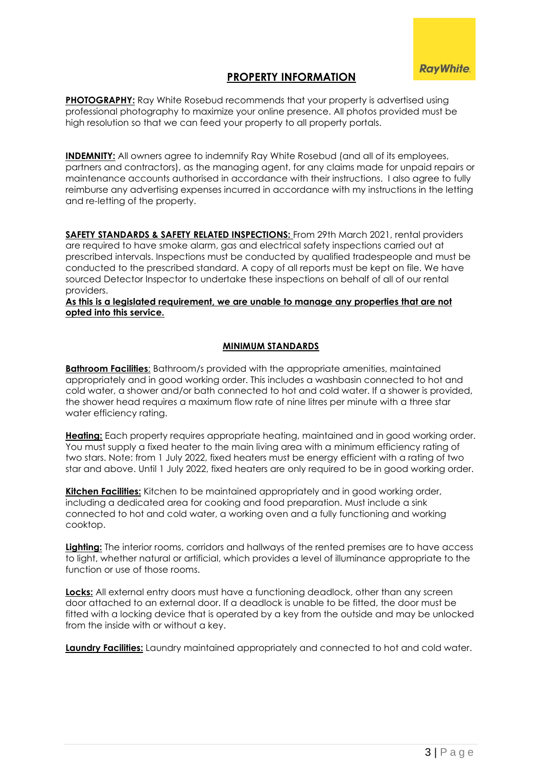## PROPERTY INFORMATION

**PHOTOGRAPHY:** Ray White Rosebud recommends that your property is advertised using professional photography to maximize your online presence. All photos provided must be high resolution so that we can feed your property to all property portals.

**INDEMNITY:** All owners agree to indemnify Ray White Rosebud (and all of its employees, partners and contractors), as the managing agent, for any claims made for unpaid repairs or maintenance accounts authorised in accordance with their instructions. I also agree to fully reimburse any advertising expenses incurred in accordance with my instructions in the letting and re-letting of the property.

**SAFETY STANDARDS & SAFETY RELATED INSPECTIONS:** From 29th March 2021, rental providers are required to have smoke alarm, gas and electrical safety inspections carried out at prescribed intervals. Inspections must be conducted by qualified tradespeople and must be conducted to the prescribed standard. A copy of all reports must be kept on file. We have sourced Detector Inspector to undertake these inspections on behalf of all of our rental providers.

**As this is a legislated requirement, we are unable to manage any properties that are not opted into this service.**

### MINIMUM STANDARDS

**Bathroom Facilities**: Bathroom/s provided with the appropriate amenities, maintained appropriately and in good working order. This includes a washbasin connected to hot and cold water, a shower and/or bath connected to hot and cold water. If a shower is provided, the shower head requires a maximum flow rate of nine litres per minute with a three star water efficiency rating.

**Heating:** Each property requires appropriate heating, maintained and in good working order. You must supply a fixed heater to the main living area with a minimum efficiency rating of two stars. Note: from 1 July 2022, fixed heaters must be energy efficient with a rating of two star and above. Until 1 July 2022, fixed heaters are only required to be in good working order.

**Kitchen Facilities:** Kitchen to be maintained appropriately and in good working order, including a dedicated area for cooking and food preparation. Must include a sink connected to hot and cold water, a working oven and a fully functioning and working cooktop.

**Lighting:** The interior rooms, corridors and hallways of the rented premises are to have access to light, whether natural or artificial, which provides a level of illuminance appropriate to the function or use of those rooms.

**Locks:** All external entry doors must have a functioning deadlock, other than any screen door attached to an external door. If a deadlock is unable to be fitted, the door must be fitted with a locking device that is operated by a key from the outside and may be unlocked from the inside with or without a key.

**Laundry Facilities:** Laundry maintained appropriately and connected to hot and cold water.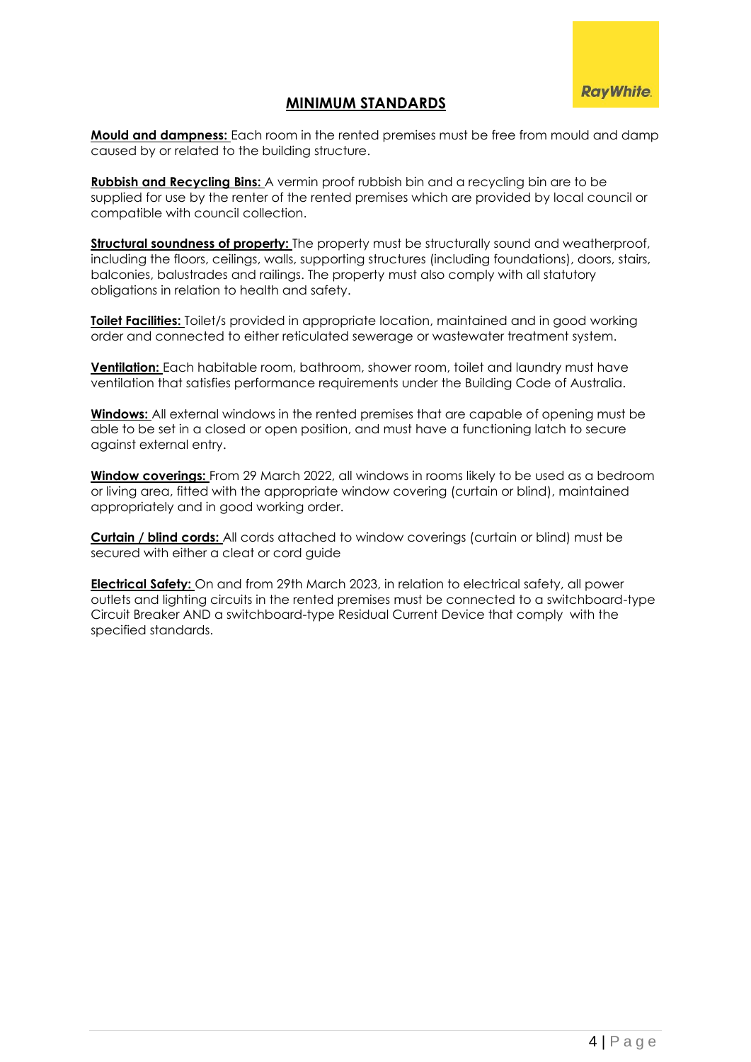## MINIMUM STANDARDS

**Mould and dampness:** Each room in the rented premises must be free from mould and damp caused by or related to the building structure.

**Rubbish and Recycling Bins:** A vermin proof rubbish bin and a recycling bin are to be supplied for use by the renter of the rented premises which are provided by local council or compatible with council collection.

**Structural soundness of property:** The property must be structurally sound and weatherproof, including the floors, ceilings, walls, supporting structures (including foundations), doors, stairs, balconies, balustrades and railings. The property must also comply with all statutory obligations in relation to health and safety.

**Toilet Facilities:** Toilet/s provided in appropriate location, maintained and in good working order and connected to either reticulated sewerage or wastewater treatment system.

**Ventilation:** Each habitable room, bathroom, shower room, toilet and laundry must have ventilation that satisfies performance requirements under the Building Code of Australia.

**Windows:** All external windows in the rented premises that are capable of opening must be able to be set in a closed or open position, and must have a functioning latch to secure against external entry.

**Window coverings:** From 29 March 2022, all windows in rooms likely to be used as a bedroom or living area, fitted with the appropriate window covering (curtain or blind), maintained appropriately and in good working order.

**Curtain / blind cords:** All cords attached to window coverings (curtain or blind) must be secured with either a cleat or cord guide

**Electrical Safety:** On and from 29th March 2023, in relation to electrical safety, all power outlets and lighting circuits in the rented premises must be connected to a switchboard-type Circuit Breaker AND a switchboard-type Residual Current Device that comply with the specified standards.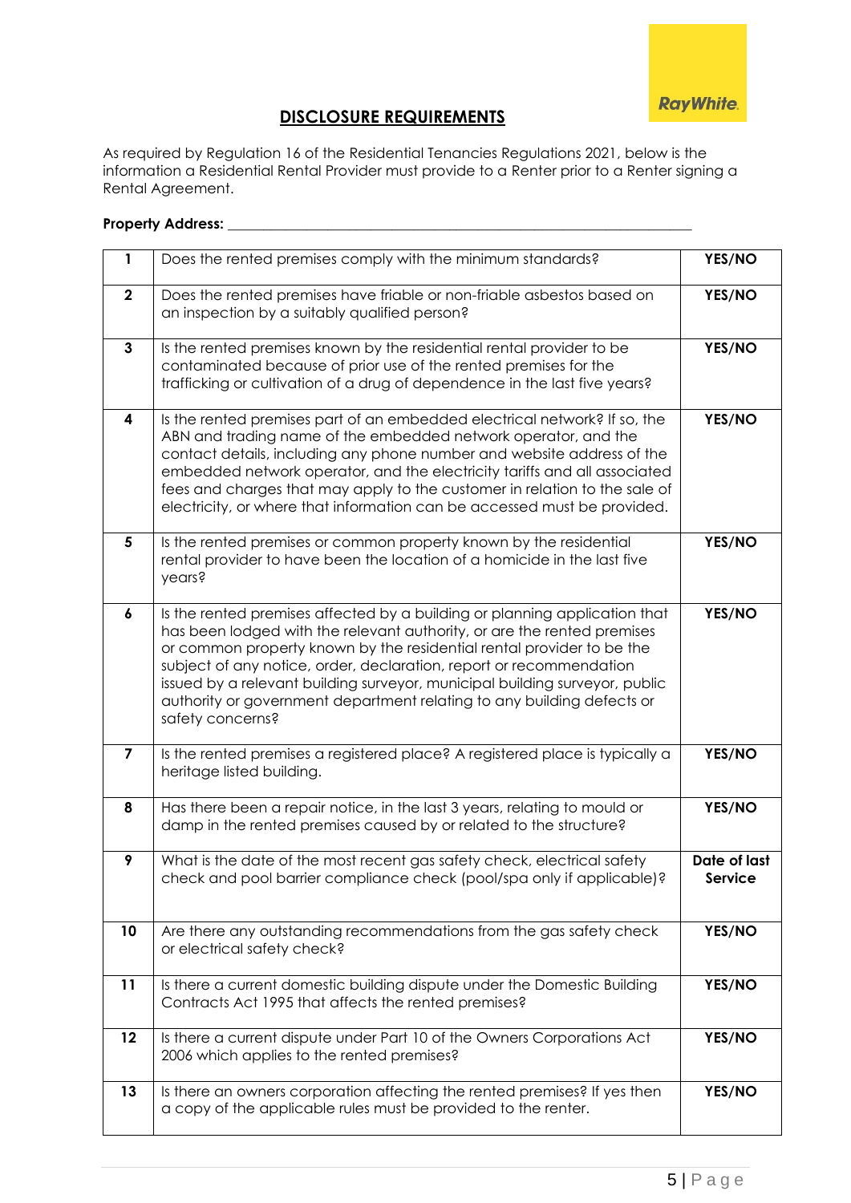## DISCLOSURE REQUIREMENTS

As required by Regulation 16 of the Residential Tenancies Regulations 2021, below is the information a Residential Rental Provider must provide to a Renter prior to a Renter signing a Rental Agreement.

**Property Address:** ____________________________________________________________

| | | |
|---|---|---|
| **1** | Does the rented premises comply with the minimum standards? | **YES/NO** |
| **2** | Does the rented premises have friable or non-friable asbestos based on an inspection by a suitably qualified person? | **YES/NO** |
| **3** | Is the rented premises known by the residential rental provider to be contaminated because of prior use of the rented premises for the trafficking or cultivation of a drug of dependence in the last five years? | **YES/NO** |
| **4** | Is the rented premises part of an embedded electrical network? If so, the ABN and trading name of the embedded network operator, and the contact details, including any phone number and website address of the embedded network operator, and the electricity tariffs and all associated fees and charges that may apply to the customer in relation to the sale of electricity, or where that information can be accessed must be provided. | **YES/NO** |
| **5** | Is the rented premises or common property known by the residential rental provider to have been the location of a homicide in the last five years? | **YES/NO** |
| **6** | Is the rented premises affected by a building or planning application that has been lodged with the relevant authority, or are the rented premises or common property known by the residential rental provider to be the subject of any notice, order, declaration, report or recommendation issued by a relevant building surveyor, municipal building surveyor, public authority or government department relating to any building defects or safety concerns? | **YES/NO** |
| **7** | Is the rented premises a registered place? A registered place is typically a heritage listed building. | **YES/NO** |
| **8** | Has there been a repair notice, in the last 3 years, relating to mould or damp in the rented premises caused by or related to the structure? | **YES/NO** |
| **9** | What is the date of the most recent gas safety check, electrical safety check and pool barrier compliance check (pool/spa only if applicable)? | **Date of last Service** |
| **10** | Are there any outstanding recommendations from the gas safety check or electrical safety check? | **YES/NO** |
| **11** | Is there a current domestic building dispute under the Domestic Building Contracts Act 1995 that affects the rented premises? | **YES/NO** |
| **12** | Is there a current dispute under Part 10 of the Owners Corporations Act 2006 which applies to the rented premises? | **YES/NO** |
| **13** | Is there an owners corporation affecting the rented premises? If yes then a copy of the applicable rules must be provided to the renter. | **YES/NO** |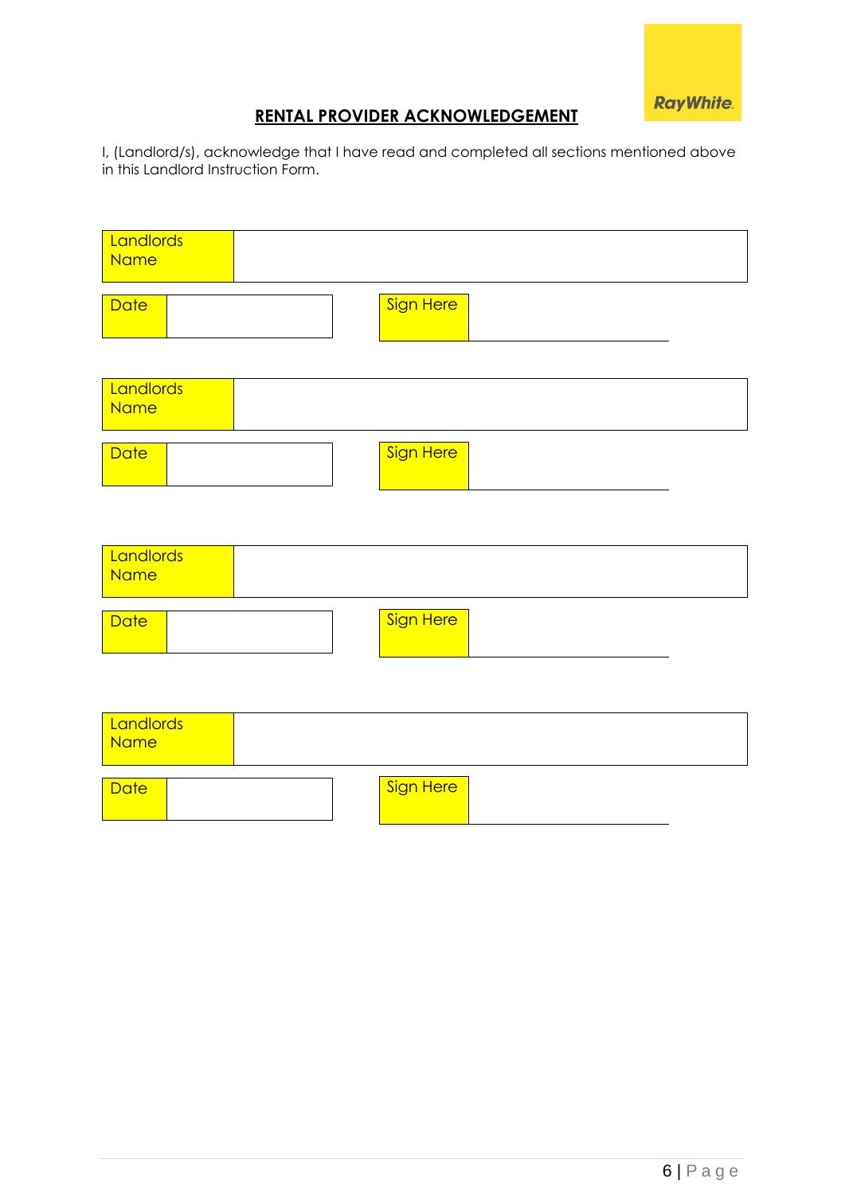## RENTAL PROVIDER ACKNOWLEDGEMENT

I, (Landlord/s), acknowledge that I have read and completed all sections mentioned above in this Landlord Instruction Form.

| | |
|---|---|
| Landlords Name | |

| | | | |
|---|---|---|---|
| Date | | Sign Here | |

| | |
|---|---|
| Landlords Name | |

| | | | |
|---|---|---|---|
| Date | | Sign Here | |

| | |
|---|---|
| Landlords Name | |

| | | | |
|---|---|---|---|
| Date | | Sign Here | |

| | |
|---|---|
| Landlords Name | |

| | | | |
|---|---|---|---|
| Date | | Sign Here | |